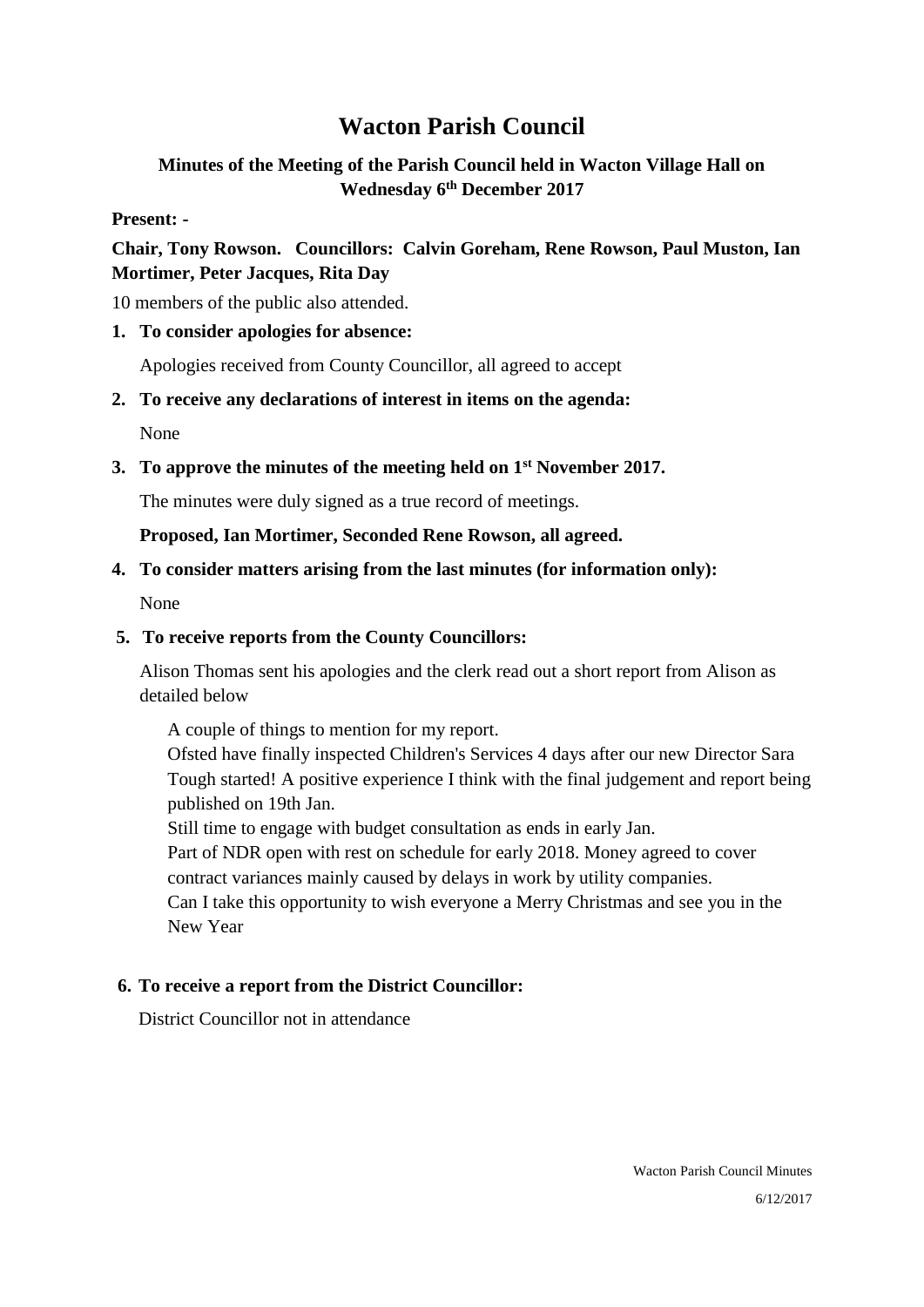# Wacton Parish Council

## Minutes of the Meeting of the Parish Council held in Wacton Village Hall on Wednesday 6th December 2017

**Present: -**

**Chair, Tony Rowson. Councillors: Calvin Goreham, Rene Rowson, Paul Muston, Ian Mortimer, Peter Jacques, Rita Day**

10 members of the public also attended.

1. **To consider apologies for absence:**

   Apologies received from County Councillor, all agreed to accept

2. **To receive any declarations of interest in items on the agenda:**

   None

3. **To approve the minutes of the meeting held on 1st November 2017.**

   The minutes were duly signed as a true record of meetings.

   **Proposed, Ian Mortimer, Seconded Rene Rowson, all agreed.**

4. **To consider matters arising from the last minutes (for information only):**

   None

5. **To receive reports from the County Councillors:**

   Alison Thomas sent his apologies and the clerk read out a short report from Alison as detailed below

   > A couple of things to mention for my report.
   > Ofsted have finally inspected Children's Services 4 days after our new Director Sara Tough started! A positive experience I think with the final judgement and report being published on 19th Jan.
   > Still time to engage with budget consultation as ends in early Jan.
   > Part of NDR open with rest on schedule for early 2018. Money agreed to cover contract variances mainly caused by delays in work by utility companies.
   > Can I take this opportunity to wish everyone a Merry Christmas and see you in the New Year

6. **To receive a report from the District Councillor:**

   District Councillor not in attendance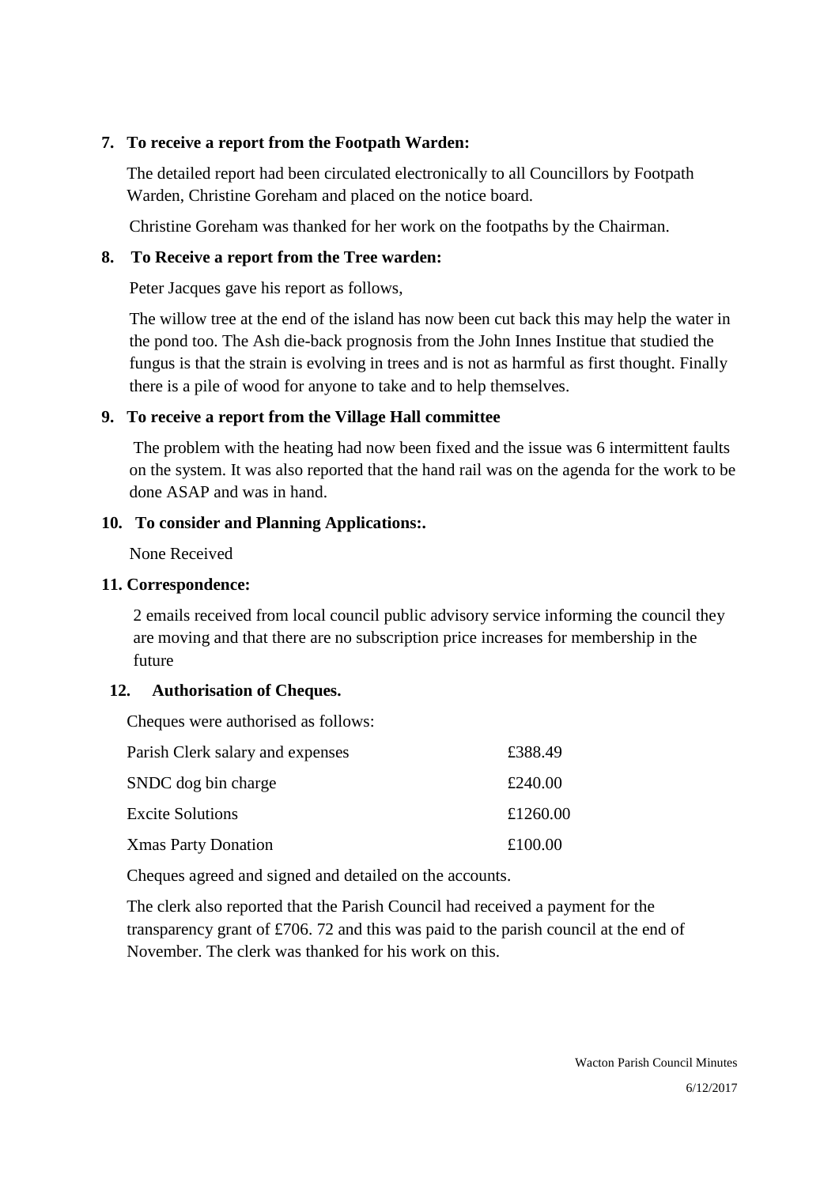**7. To receive a report from the Footpath Warden:**

The detailed report had been circulated electronically to all Councillors by Footpath Warden, Christine Goreham and placed on the notice board.

Christine Goreham was thanked for her work on the footpaths by the Chairman.

**8. To Receive a report from the Tree warden:**

Peter Jacques gave his report as follows,

The willow tree at the end of the island has now been cut back this may help the water in the pond too. The Ash die-back prognosis from the John Innes Institue that studied the fungus is that the strain is evolving in trees and is not as harmful as first thought. Finally there is a pile of wood for anyone to take and to help themselves.

**9. To receive a report from the Village Hall committee**

The problem with the heating had now been fixed and the issue was 6 intermittent faults on the system. It was also reported that the hand rail was on the agenda for the work to be done ASAP and was in hand.

**10. To consider and Planning Applications:.**

None Received

**11. Correspondence:**

2 emails received from local council public advisory service informing the council they are moving and that there are no subscription price increases for membership in the future

**12. Authorisation of Cheques.**

Cheques were authorised as follows:

| | |
|---|---|
| Parish Clerk salary and expenses | £388.49 |
| SNDC dog bin charge | £240.00 |
| Excite Solutions | £1260.00 |
| Xmas Party Donation | £100.00 |

Cheques agreed and signed and detailed on the accounts.

The clerk also reported that the Parish Council had received a payment for the transparency grant of £706. 72 and this was paid to the parish council at the end of November. The clerk was thanked for his work on this.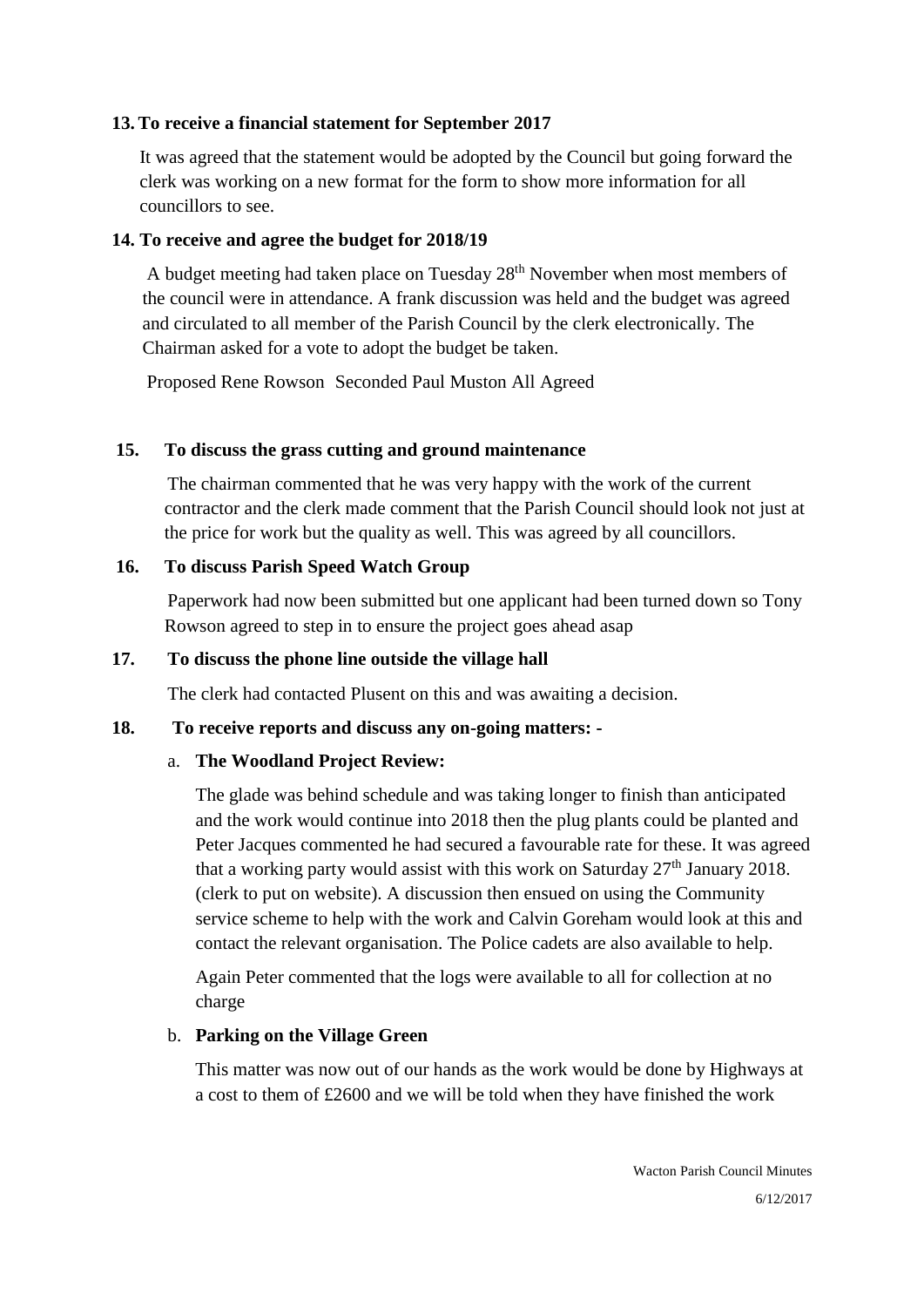**13. To receive a financial statement for September 2017**

It was agreed that the statement would be adopted by the Council but going forward the clerk was working on a new format for the form to show more information for all councillors to see.

**14. To receive and agree the budget for 2018/19**

A budget meeting had taken place on Tuesday 28th November when most members of the council were in attendance. A frank discussion was held and the budget was agreed and circulated to all member of the Parish Council by the clerk electronically. The Chairman asked for a vote to adopt the budget be taken.

Proposed Rene Rowson Seconded Paul Muston All Agreed

**15. To discuss the grass cutting and ground maintenance**

The chairman commented that he was very happy with the work of the current contractor and the clerk made comment that the Parish Council should look not just at the price for work but the quality as well. This was agreed by all councillors.

**16. To discuss Parish Speed Watch Group**

Paperwork had now been submitted but one applicant had been turned down so Tony Rowson agreed to step in to ensure the project goes ahead asap

**17. To discuss the phone line outside the village hall**

The clerk had contacted Plusent on this and was awaiting a decision.

**18. To receive reports and discuss any on-going matters: -**

a. **The Woodland Project Review:**

The glade was behind schedule and was taking longer to finish than anticipated and the work would continue into 2018 then the plug plants could be planted and Peter Jacques commented he had secured a favourable rate for these. It was agreed that a working party would assist with this work on Saturday 27th January 2018. (clerk to put on website). A discussion then ensued on using the Community service scheme to help with the work and Calvin Goreham would look at this and contact the relevant organisation. The Police cadets are also available to help.

Again Peter commented that the logs were available to all for collection at no charge

b. **Parking on the Village Green**

This matter was now out of our hands as the work would be done by Highways at a cost to them of £2600 and we will be told when they have finished the work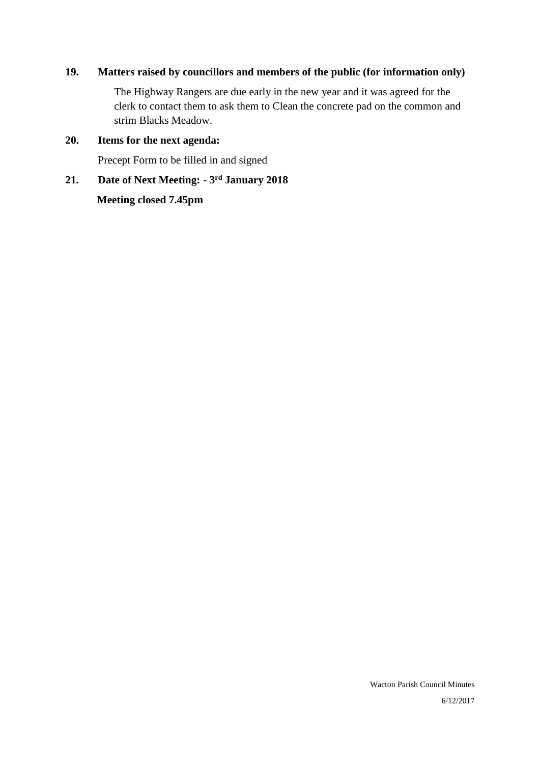**19. Matters raised by councillors and members of the public (for information only)**

The Highway Rangers are due early in the new year and it was agreed for the clerk to contact them to ask them to Clean the concrete pad on the common and strim Blacks Meadow.

**20. Items for the next agenda:**

Precept Form to be filled in and signed

**21. Date of Next Meeting: - 3rd January 2018**

**Meeting closed 7.45pm**